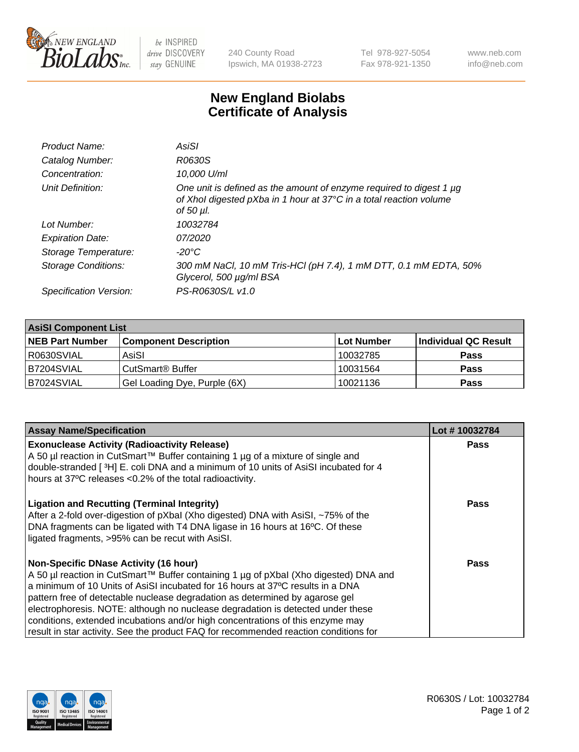# New England Biolabs
# Certificate of Analysis

| | |
|---|---|
| *Product Name:* | *AsiSI* |
| *Catalog Number:* | *R0630S* |
| *Concentration:* | *10,000 U/ml* |
| *Unit Definition:* | *One unit is defined as the amount of enzyme required to digest 1 µg of XhoI digested pXba in 1 hour at 37°C in a total reaction volume of 50 µl.* |
| *Lot Number:* | *10032784* |
| *Expiration Date:* | *07/2020* |
| *Storage Temperature:* | *-20°C* |
| *Storage Conditions:* | *300 mM NaCl, 10 mM Tris-HCl (pH 7.4), 1 mM DTT, 0.1 mM EDTA, 50% Glycerol, 500 µg/ml BSA* |
| *Specification Version:* | *PS-R0630S/L v1.0* |

| **AsiSI Component List** | | | |
|---|---|---|---|
| **NEB Part Number** | **Component Description** | **Lot Number** | **Individual QC Result** |
| R0630SVIAL | AsiSI | 10032785 | **Pass** |
| B7204SVIAL | CutSmart® Buffer | 10031564 | **Pass** |
| B7024SVIAL | Gel Loading Dye, Purple (6X) | 10021136 | **Pass** |

| **Assay Name/Specification** | **Lot # 10032784** |
|---|---|
| **Exonuclease Activity (Radioactivity Release)**<br>A 50 µl reaction in CutSmart™ Buffer containing 1 µg of a mixture of single and double-stranded [ $^3$H] E. coli DNA and a minimum of 10 units of AsiSI incubated for 4 hours at 37ºC releases <0.2% of the total radioactivity. | **Pass** |
| **Ligation and Recutting (Terminal Integrity)**<br>After a 2-fold over-digestion of pXbaI (Xho digested) DNA with AsiSI, ~75% of the DNA fragments can be ligated with T4 DNA ligase in 16 hours at 16ºC. Of these ligated fragments, >95% can be recut with AsiSI. | **Pass** |
| **Non-Specific DNase Activity (16 hour)**<br>A 50 µl reaction in CutSmart™ Buffer containing 1 µg of pXbaI (Xho digested) DNA and a minimum of 10 Units of AsiSI incubated for 16 hours at 37ºC results in a DNA pattern free of detectable nuclease degradation as determined by agarose gel electrophoresis. NOTE: although no nuclease degradation is detected under these conditions, extended incubations and/or high concentrations of this enzyme may result in star activity. See the product FAQ for recommended reaction conditions for | **Pass** |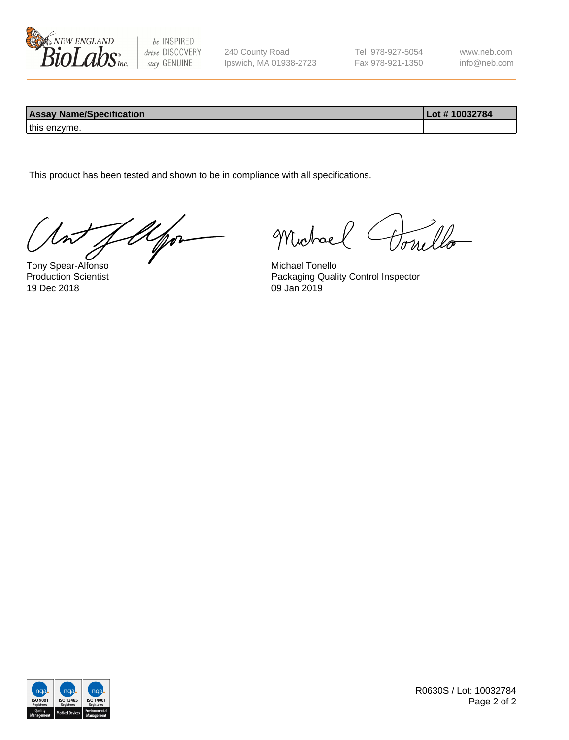| Assay Name/Specification | Lot # 10032784 |
|---|---|
| this enzyme. | |

This product has been tested and shown to be in compliance with all specifications.

Tony Spear-Alfonso
Production Scientist
19 Dec 2018

Michael Tonello
Packaging Quality Control Inspector
09 Jan 2019

R0630S / Lot: 10032784